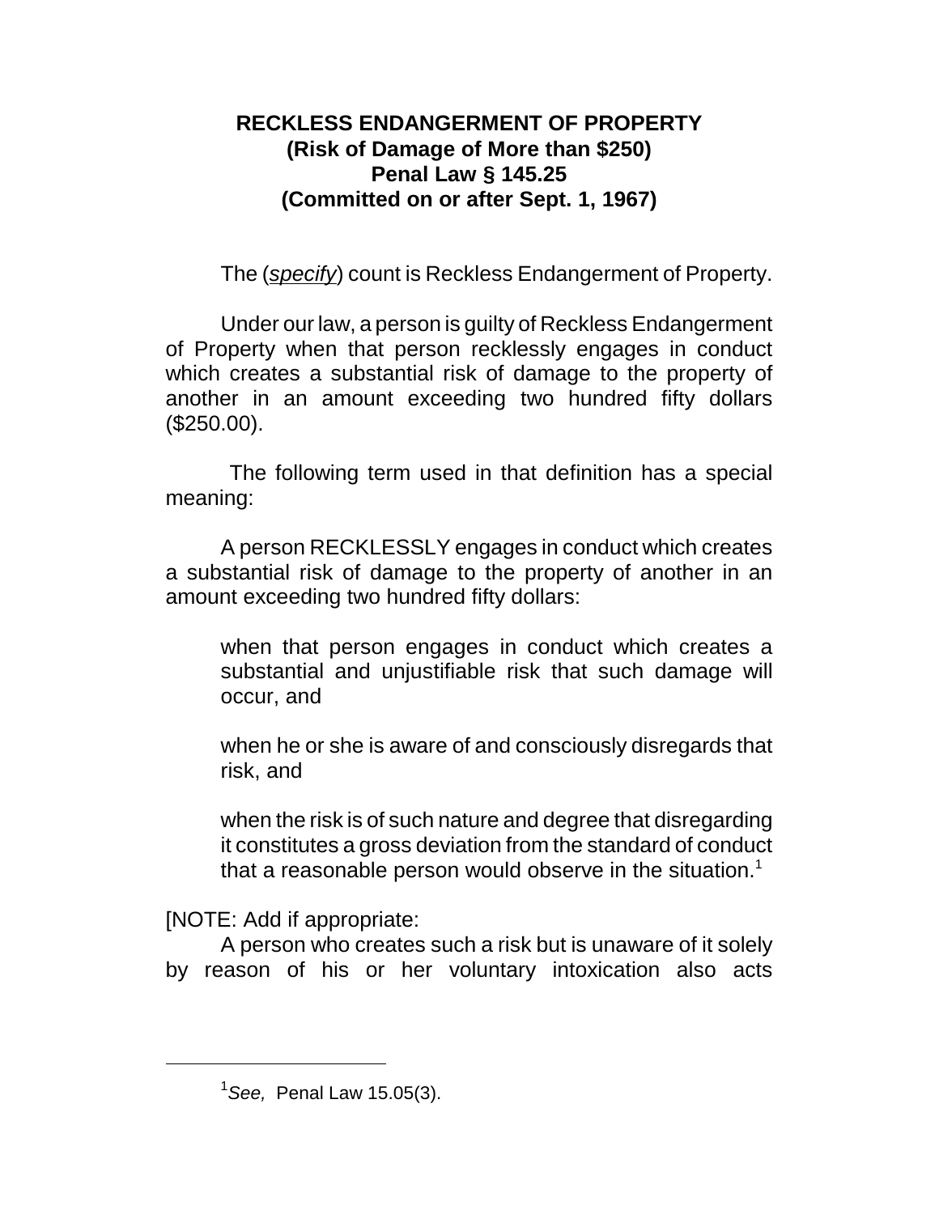# RECKLESS ENDANGERMENT OF PROPERTY
## (Risk of Damage of More than $250)
## Penal Law § 145.25
## (Committed on or after Sept. 1, 1967)

The (*specify*) count is Reckless Endangerment of Property.

Under our law, a person is guilty of Reckless Endangerment of Property when that person recklessly engages in conduct which creates a substantial risk of damage to the property of another in an amount exceeding two hundred fifty dollars ($250.00).

The following term used in that definition has a special meaning:

A person RECKLESSLY engages in conduct which creates a substantial risk of damage to the property of another in an amount exceeding two hundred fifty dollars:

> when that person engages in conduct which creates a substantial and unjustifiable risk that such damage will occur, and
>
> when he or she is aware of and consciously disregards that risk, and
>
> when the risk is of such nature and degree that disregarding it constitutes a gross deviation from the standard of conduct that a reasonable person would observe in the situation.[1]

[NOTE: Add if appropriate:

A person who creates such a risk but is unaware of it solely by reason of his or her voluntary intoxication also acts

---

[1] *See,* Penal Law 15.05(3).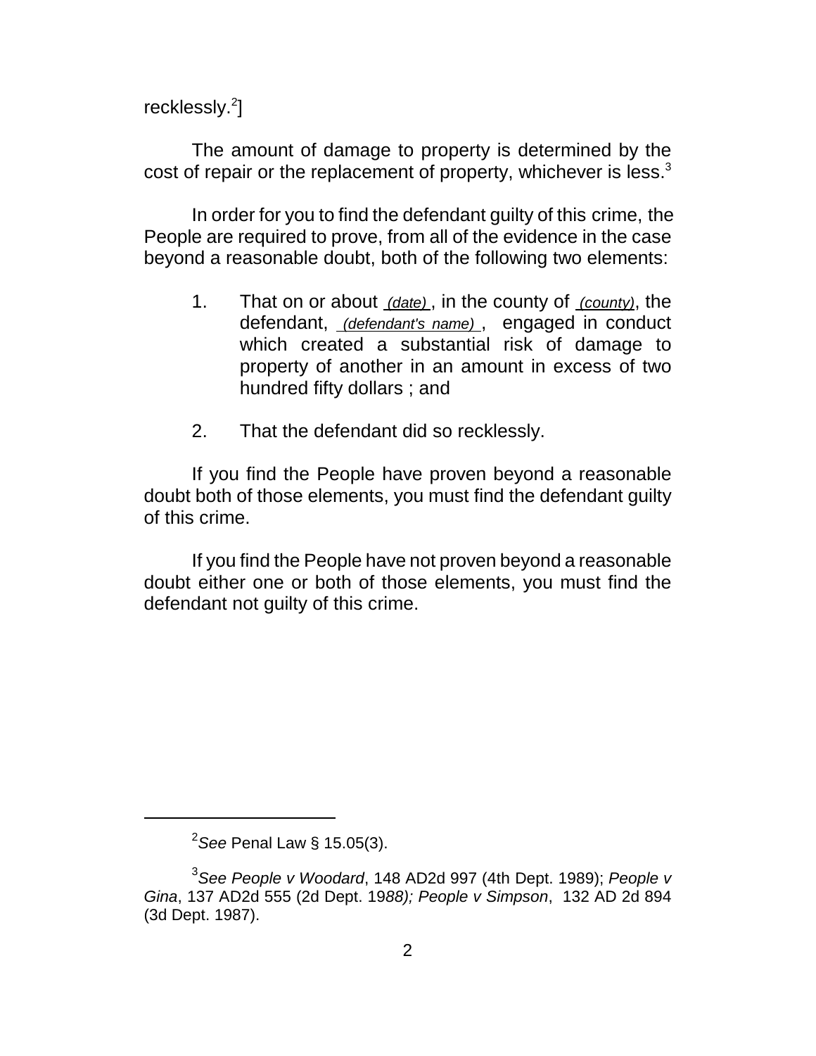recklessly.[2]]

The amount of damage to property is determined by the cost of repair or the replacement of property, whichever is less.[3]

In order for you to find the defendant guilty of this crime, the People are required to prove, from all of the evidence in the case beyond a reasonable doubt, both of the following two elements:

1. That on or about _(date)_, in the county of _(county)_, the defendant, _(defendant's name)_, engaged in conduct which created a substantial risk of damage to property of another in an amount in excess of two hundred fifty dollars ; and

2. That the defendant did so recklessly.

If you find the People have proven beyond a reasonable doubt both of those elements, you must find the defendant guilty of this crime.

If you find the People have not proven beyond a reasonable doubt either one or both of those elements, you must find the defendant not guilty of this crime.

---

[2] *See* Penal Law § 15.05(3).

[3] *See People v Woodard*, 148 AD2d 997 (4th Dept. 1989); *People v Gina*, 137 AD2d 555 (2d Dept. 1988); *People v Simpson*, 132 AD 2d 894 (3d Dept. 1987).